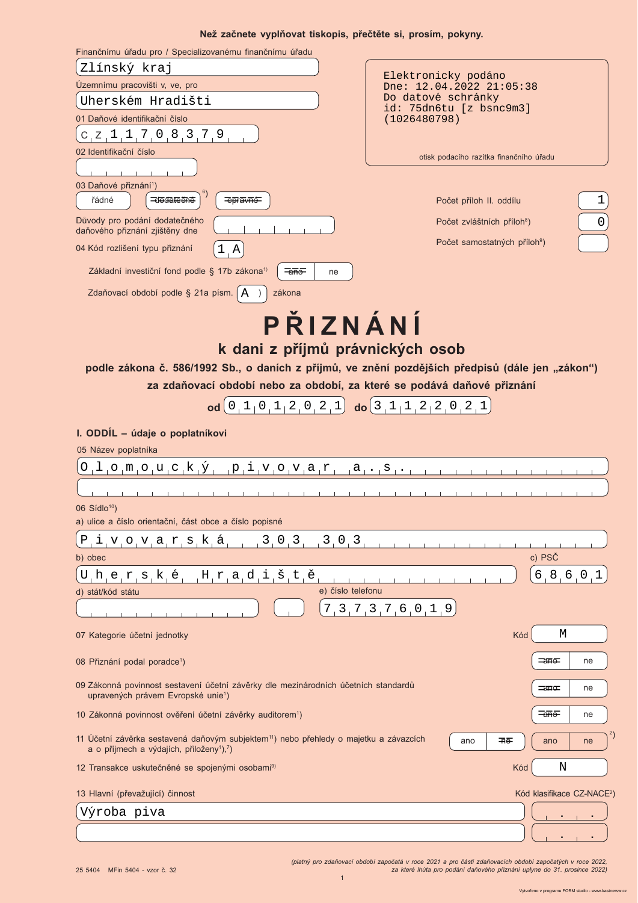**Než začnete vyplňovat tiskopis, přečtěte si, prosím, pokyny.**

Finančnímu úřadu pro / Specializovanému finančnímu úřadu

Zlínský kraj

Územnímu pracovišti v, ve, pro

Uherském Hradišti

01 Daňové identifikační číslo

CZ11708379

02 Identifikační číslo

03 Daňové přiznání[1]

řádné | ~~dodatečné~~[6] | ~~opravné~~

Důvody pro podání dodatečného daňového přiznání zjištěny dne

04 Kód rozlišení typu přiznání: 1A

Základní investiční fond podle § 17b zákona[1]: ~~ano~~ | ne

Zdaňovací období podle § 21a písm. A ) zákona

Elektronicky podáno
Dne: 12.04.2022 21:05:38
Do datové schránky
id: 75dn6tu [z bsnc9m3]
(1026480798)

otisk podacího razítka finančního úřadu

Počet příloh II. oddílu: 1

Počet zvláštních příloh[8]: 0

Počet samostatných příloh[9]:

# PŘIZNÁNÍ

## k dani z příjmů právnických osob

**podle zákona č. 586/1992 Sb., o daních z příjmů, ve znění pozdějších předpisů (dále jen „zákon“)**

**za zdaňovací období nebo za období, za které se podává daňové přiznání**

**od** 01012021 **do** 31122021

### I. ODDÍL – údaje o poplatníkovi

05 Název poplatníka

Olomoucký pivovar a.s.

06 Sídlo[10]

a) ulice a číslo orientační, část obce a číslo popisné

Pivovarská 303 303

b) obec

Uherské Hradiště

c) PSČ

68601

d) stát/kód státu

e) číslo telefonu

737376019

07 Kategorie účetní jednotky — Kód: M

08 Přiznání podal poradce[1]: ~~ano~~ | ne

09 Zákonná povinnost sestavení účetní závěrky dle mezinárodních účetních standardů upravených právem Evropské unie[1]: ~~ano~~ | ne

10 Zákonná povinnost ověření účetní závěrky auditorem[1]: ~~ano~~ | ne

11 Účetní závěrka sestavená daňovým subjektem[11] nebo přehledy o majetku a závazcích a o příjmech a výdajích, přiloženy[1],[7]: ano | ~~ne~~ — ano | ne[2]

12 Transakce uskutečněné se spojenými osobami[9] — Kód: N

13 Hlavní (převažující) činnost — Kód klasifikace CZ-NACE[2]

Výroba piva

*(platný pro zdaňovací období započatá v roce 2021 a pro části zdaňovacích období započatých v roce 2022, za které lhůta pro podání daňového přiznání uplyne do 31. prosince 2022)*

25 5404 MFin 5404 - vzor č. 32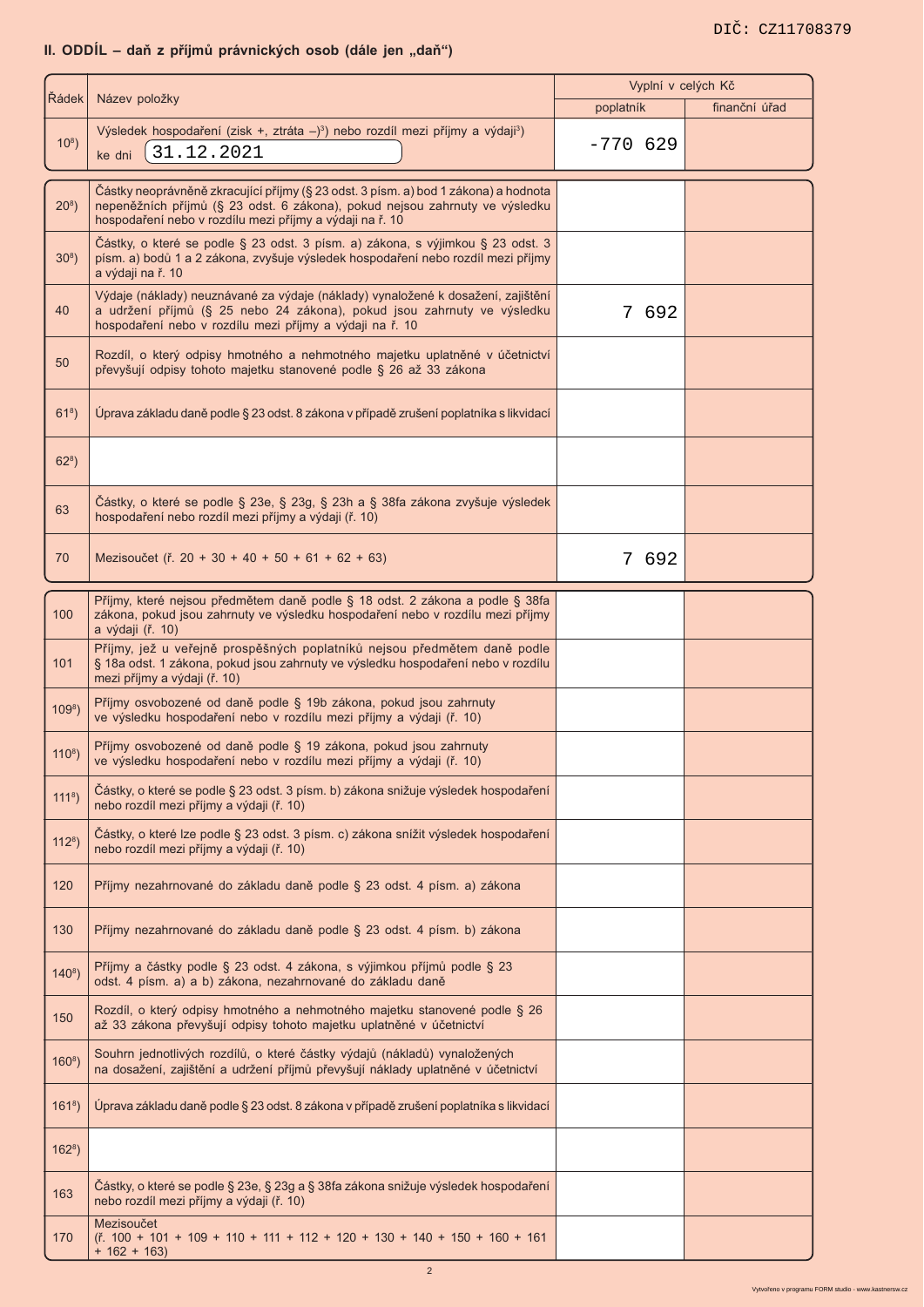DIČ: CZ11708379

## II. ODDÍL – daň z příjmů právnických osob (dále jen „daň")

| Řádek | Název položky | Vyplní v celých Kč | |
|---|---|---|---|
| | | poplatník | finanční úřad |
| 10[8]) | Výsledek hospodaření (zisk +, ztráta –)[3]) nebo rozdíl mezi příjmy a výdaji[3]) ke dni 31.12.2021 | -770 629 | |
| 20[8]) | Částky neoprávněně zkracující příjmy (§ 23 odst. 3 písm. a) bod 1 zákona) a hodnota nepeněžních příjmů (§ 23 odst. 6 zákona), pokud nejsou zahrnuty ve výsledku hospodaření nebo v rozdílu mezi příjmy a výdaji na ř. 10 | | |
| 30[8]) | Částky, o které se podle § 23 odst. 3 písm. a) zákona, s výjimkou § 23 odst. 3 písm. a) bodů 1 a 2 zákona, zvyšuje výsledek hospodaření nebo rozdíl mezi příjmy a výdaji na ř. 10 | | |
| 40 | Výdaje (náklady) neuznávané za výdaje (náklady) vynaložené k dosažení, zajištění a udržení příjmů (§ 25 nebo 24 zákona), pokud jsou zahrnuty ve výsledku hospodaření nebo v rozdílu mezi příjmy a výdaji na ř. 10 | 7 692 | |
| 50 | Rozdíl, o který odpisy hmotného a nehmotného majetku uplatněné v účetnictví převyšují odpisy tohoto majetku stanovené podle § 26 až 33 zákona | | |
| 61[8]) | Úprava základu daně podle § 23 odst. 8 zákona v případě zrušení poplatníka s likvidací | | |
| 62[8]) | | | |
| 63 | Částky, o které se podle § 23e, § 23g, § 23h a § 38fa zákona zvyšuje výsledek hospodaření nebo rozdíl mezi příjmy a výdaji (ř. 10) | | |
| 70 | Mezisoučet (ř. 20 + 30 + 40 + 50 + 61 + 62 + 63) | 7 692 | |
| 100 | Příjmy, které nejsou předmětem daně podle § 18 odst. 2 zákona a podle § 38fa zákona, pokud jsou zahrnuty ve výsledku hospodaření nebo v rozdílu mezi příjmy a výdaji (ř. 10) | | |
| 101 | Příjmy, jež u veřejně prospěšných poplatníků nejsou předmětem daně podle § 18a odst. 1 zákona, pokud jsou zahrnuty ve výsledku hospodaření nebo v rozdílu mezi příjmy a výdaji (ř. 10) | | |
| 109[8]) | Příjmy osvobozené od daně podle § 19b zákona, pokud jsou zahrnuty ve výsledku hospodaření nebo v rozdílu mezi příjmy a výdaji (ř. 10) | | |
| 110[8]) | Příjmy osvobozené od daně podle § 19 zákona, pokud jsou zahrnuty ve výsledku hospodaření nebo v rozdílu mezi příjmy a výdaji (ř. 10) | | |
| 111[8]) | Částky, o které se podle § 23 odst. 3 písm. b) zákona snižuje výsledek hospodaření nebo rozdíl mezi příjmy a výdaji (ř. 10) | | |
| 112[8]) | Částky, o které lze podle § 23 odst. 3 písm. c) zákona snížit výsledek hospodaření nebo rozdíl mezi příjmy a výdaji (ř. 10) | | |
| 120 | Příjmy nezahrnované do základu daně podle § 23 odst. 4 písm. a) zákona | | |
| 130 | Příjmy nezahrnované do základu daně podle § 23 odst. 4 písm. b) zákona | | |
| 140[8]) | Příjmy a částky podle § 23 odst. 4 zákona, s výjimkou příjmů podle § 23 odst. 4 písm. a) a b) zákona, nezahrnované do základu daně | | |
| 150 | Rozdíl, o který odpisy hmotného a nehmotného majetku stanovené podle § 26 až 33 zákona převyšují odpisy tohoto majetku uplatněné v účetnictví | | |
| 160[8]) | Souhrn jednotlivých rozdílů, o které částky výdajů (nákladů) vynaložených na dosažení, zajištění a udržení příjmů převyšují náklady uplatněné v účetnictví | | |
| 161[8]) | Úprava základu daně podle § 23 odst. 8 zákona v případě zrušení poplatníka s likvidací | | |
| 162[8]) | | | |
| 163 | Částky, o které se podle § 23e, § 23g a § 38fa zákona snižuje výsledek hospodaření nebo rozdíl mezi příjmy a výdaji (ř. 10) | | |
| 170 | Mezisoučet (ř. 100 + 101 + 109 + 110 + 111 + 112 + 120 + 130 + 140 + 150 + 160 + 161 + 162 + 163) | | |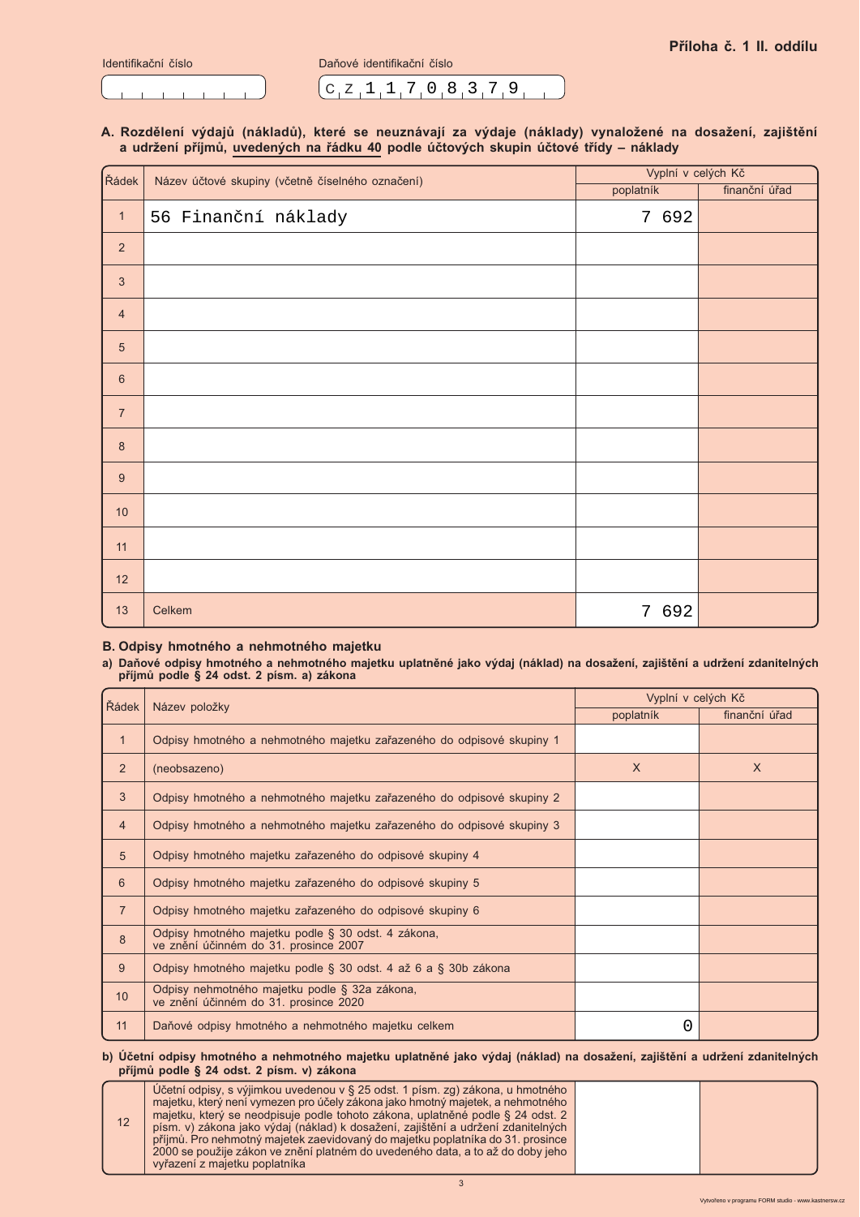**Příloha č. 1 II. oddílu**

Identifikační číslo

Daňové identifikační číslo: CZ11708379

**A. Rozdělení výdajů (nákladů), které se neuznávají za výdaje (náklady) vynaložené na dosažení, zajištění a udržení příjmů, uvedených na řádku 40 podle účtových skupin účtové třídy – náklady**

| Řádek | Název účtové skupiny (včetně číselného označení) | Vyplní v celých Kč | |
|---|---|---|---|
| | | poplatník | finanční úřad |
| 1 | 56 Finanční náklady | 7 692 | |
| 2 | | | |
| 3 | | | |
| 4 | | | |
| 5 | | | |
| 6 | | | |
| 7 | | | |
| 8 | | | |
| 9 | | | |
| 10 | | | |
| 11 | | | |
| 12 | | | |
| 13 | Celkem | 7 692 | |

**B. Odpisy hmotného a nehmotného majetku**

**a) Daňové odpisy hmotného a nehmotného majetku uplatněné jako výdaj (náklad) na dosažení, zajištění a udržení zdanitelných příjmů podle § 24 odst. 2 písm. a) zákona**

| Řádek | Název položky | Vyplní v celých Kč | |
|---|---|---|---|
| | | poplatník | finanční úřad |
| 1 | Odpisy hmotného a nehmotného majetku zařazeného do odpisové skupiny 1 | | |
| 2 | (neobsazeno) | X | X |
| 3 | Odpisy hmotného a nehmotného majetku zařazeného do odpisové skupiny 2 | | |
| 4 | Odpisy hmotného a nehmotného majetku zařazeného do odpisové skupiny 3 | | |
| 5 | Odpisy hmotného majetku zařazeného do odpisové skupiny 4 | | |
| 6 | Odpisy hmotného majetku zařazeného do odpisové skupiny 5 | | |
| 7 | Odpisy hmotného majetku zařazeného do odpisové skupiny 6 | | |
| 8 | Odpisy hmotného majetku podle § 30 odst. 4 zákona, ve znění účinném do 31. prosince 2007 | | |
| 9 | Odpisy hmotného majetku podle § 30 odst. 4 až 6 a § 30b zákona | | |
| 10 | Odpisy nehmotného majetku podle § 32a zákona, ve znění účinném do 31. prosince 2020 | | |
| 11 | Daňové odpisy hmotného a nehmotného majetku celkem | 0 | |

**b) Účetní odpisy hmotného a nehmotného majetku uplatněné jako výdaj (náklad) na dosažení, zajištění a udržení zdanitelných příjmů podle § 24 odst. 2 písm. v) zákona**

| Řádek | Název položky | poplatník | finanční úřad |
|---|---|---|---|
| 12 | Účetní odpisy, s výjimkou uvedenou v § 25 odst. 1 písm. zg) zákona, u hmotného majetku, který není vymezen pro účely zákona jako hmotný majetek, a nehmotného majetku, který se neodpisuje podle tohoto zákona, uplatněné podle § 24 odst. 2 písm. v) zákona jako výdaj (náklad) k dosažení, zajištění a udržení zdanitelných příjmů. Pro nehmotný majetek zaevidovaný do majetku poplatníka do 31. prosince 2000 se použije zákon ve znění platném do uvedeného data, a to až do doby jeho vyřazení z majetku poplatníka | | |

Vytvořeno v programu FORM studio - www.kastnersw.cz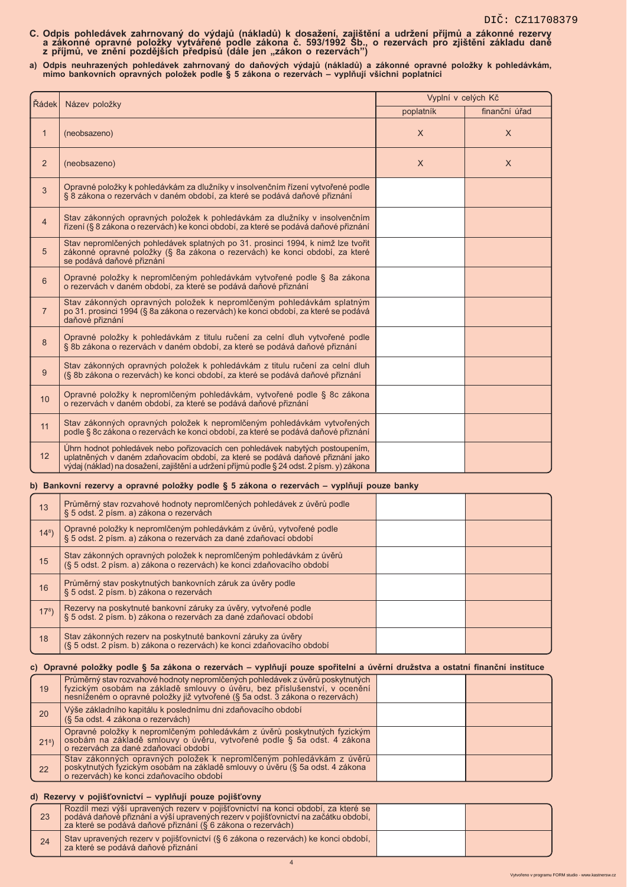DIČ: CZ11708379

## C. Odpis pohledávek zahrnovaný do výdajů (nákladů) k dosažení, zajištění a udržení příjmů a zákonné rezervy a zákonné opravné položky vytvářené podle zákona č. 593/1992 Sb., o rezervách pro zjištění základu daně z příjmů, ve znění pozdějších předpisů (dále jen „zákon o rezervách")

**a) Odpis neuhrazených pohledávek zahrnovaný do daňových výdajů (nákladů) a zákonné opravné položky k pohledávkám, mimo bankovních opravných položek podle § 5 zákona o rezervách – vyplňují všichni poplatníci**

| Řádek | Název položky | Vyplní v celých Kč | |
|---|---|---|---|
| | | poplatník | finanční úřad |
| 1 | (neobsazeno) | X | X |
| 2 | (neobsazeno) | X | X |
| 3 | Opravné položky k pohledávkám za dlužníky v insolvenčním řízení vytvořené podle § 8 zákona o rezervách v daném období, za které se podává daňové přiznání | | |
| 4 | Stav zákonných opravných položek k pohledávkám za dlužníky v insolvenčním řízení (§ 8 zákona o rezervách) ke konci období, za které se podává daňové přiznání | | |
| 5 | Stav nepromlčených pohledávek splatných po 31. prosinci 1994, k nimž lze tvořit zákonné opravné položky (§ 8a zákona o rezervách) ke konci období, za které se podává daňové přiznání | | |
| 6 | Opravné položky k nepromlčeným pohledávkám vytvořené podle § 8a zákona o rezervách v daném období, za které se podává daňové přiznání | | |
| 7 | Stav zákonných opravných položek k nepromlčeným pohledávkám splatným po 31. prosinci 1994 (§ 8a zákona o rezervách) ke konci období, za které se podává daňové přiznání | | |
| 8 | Opravné položky k pohledávkám z titulu ručení za celní dluh vytvořené podle § 8b zákona o rezervách v daném období, za které se podává daňové přiznání | | |
| 9 | Stav zákonných opravných položek k pohledávkám z titulu ručení za celní dluh (§ 8b zákona o rezervách) ke konci období, za které se podává daňové přiznání | | |
| 10 | Opravné položky k nepromlčeným pohledávkám, vytvořené podle § 8c zákona o rezervách v daném období, za které se podává daňové přiznání | | |
| 11 | Stav zákonných opravných položek k nepromlčeným pohledávkám vytvořených podle § 8c zákona o rezervách ke konci období, za které se podává daňové přiznání | | |
| 12 | Úhrn hodnot pohledávek nebo pořizovacích cen pohledávek nabytých postoupením, uplatněných v daném zdaňovacím období, za které se podává daňové přiznání jako výdaj (náklad) na dosažení, zajištění a udržení příjmů podle § 24 odst. 2 písm. y) zákona | | |

**b) Bankovní rezervy a opravné položky podle § 5 zákona o rezervách – vyplňují pouze banky**

| Řádek | Název položky | poplatník | finanční úřad |
|---|---|---|---|
| 13 | Průměrný stav rozvahové hodnoty nepromlčených pohledávek z úvěrů podle § 5 odst. 2 písm. a) zákona o rezervách | | |
| 14[8]) | Opravné položky k nepromlčeným pohledávkám z úvěrů, vytvořené podle § 5 odst. 2 písm. a) zákona o rezervách za dané zdaňovací období | | |
| 15 | Stav zákonných opravných položek k nepromlčeným pohledávkám z úvěrů (§ 5 odst. 2 písm. a) zákona o rezervách) ke konci zdaňovacího období | | |
| 16 | Průměrný stav poskytnutých bankovních záruk za úvěry podle § 5 odst. 2 písm. b) zákona o rezervách | | |
| 17[8]) | Rezervy na poskytnuté bankovní záruky za úvěry, vytvořené podle § 5 odst. 2 písm. b) zákona o rezervách za dané zdaňovací období | | |
| 18 | Stav zákonných rezerv na poskytnuté bankovní záruky za úvěry (§ 5 odst. 2 písm. b) zákona o rezervách) ke konci zdaňovacího období | | |

**c) Opravné položky podle § 5a zákona o rezervách – vyplňují pouze spořitelní a úvěrní družstva a ostatní finanční instituce**

| Řádek | Název položky | poplatník | finanční úřad |
|---|---|---|---|
| 19 | Průměrný stav rozvahové hodnoty nepromlčených pohledávek z úvěrů poskytnutých fyzickým osobám na základě smlouvy o úvěru, bez příslušenství, v ocenění nesníženém o opravné položky již vytvořené (§ 5a odst. 3 zákona o rezervách) | | |
| 20 | Výše základního kapitálu k poslednímu dni zdaňovacího období (§ 5a odst. 4 zákona o rezervách) | | |
| 21[8]) | Opravné položky k nepromlčeným pohledávkám z úvěrů poskytnutých fyzickým osobám na základě smlouvy o úvěru, vytvořené podle § 5a odst. 4 zákona o rezervách za dané zdaňovací období | | |
| 22 | Stav zákonných opravných položek k nepromlčeným pohledávkám z úvěrů poskytnutých fyzickým osobám na základě smlouvy o úvěru (§ 5a odst. 4 zákona o rezervách) ke konci zdaňovacího období | | |

**d) Rezervy v pojišťovnictví – vyplňují pouze pojišťovny**

| Řádek | Název položky | poplatník | finanční úřad |
|---|---|---|---|
| 23 | Rozdíl mezi výší upravených rezerv v pojišťovnictví na konci období, za které se podává daňové přiznání a výší upravených rezerv v pojišťovnictví na začátku období, za které se podává daňové přiznání (§ 6 zákona o rezervách) | | |
| 24 | Stav upravených rezerv v pojišťovnictví (§ 6 zákona o rezervách) ke konci období, za které se podává daňové přiznání | | |

Vytvořeno v programu FORM studio - www.kastnersw.cz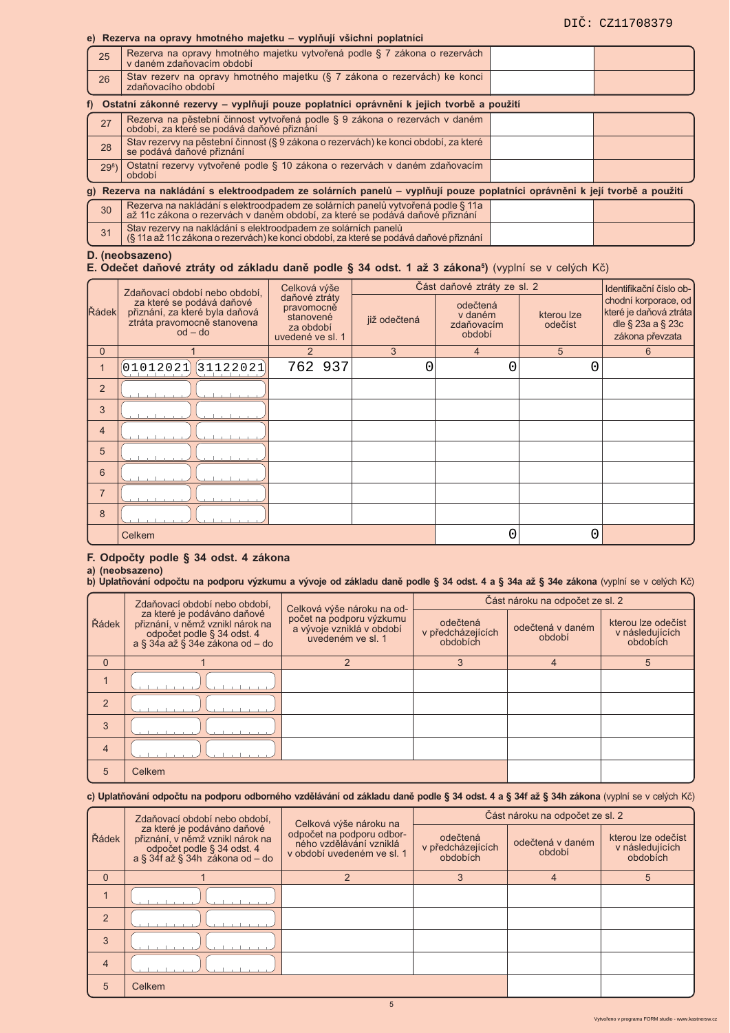DIČ: CZ11708379

**e) Rezerva na opravy hmotného majetku – vyplňují všichni poplatníci**

| | | | |
|---|---|---|---|
| 25 | Rezerva na opravy hmotného majetku vytvořená podle § 7 zákona o rezervách v daném zdaňovacím období | | |
| 26 | Stav rezerv na opravy hmotného majetku (§ 7 zákona o rezervách) ke konci zdaňovacího období | | |

**f) Ostatní zákonné rezervy – vyplňují pouze poplatníci oprávnění k jejich tvorbě a použití**

| | | | |
|---|---|---|---|
| 27 | Rezerva na pěstební činnost vytvořená podle § 9 zákona o rezervách v daném období, za které se podává daňové přiznání | | |
| 28 | Stav rezervy na pěstební činnost (§ 9 zákona o rezervách) ke konci období, za které se podává daňové přiznání | | |
| 29[8]) | Ostatní rezervy vytvořené podle § 10 zákona o rezervách v daném zdaňovacím období | | |

**g) Rezerva na nakládání s elektroodpadem ze solárních panelů – vyplňují pouze poplatníci oprávněni k její tvorbě a použití**

| | | | |
|---|---|---|---|
| 30 | Rezerva na nakládání s elektroodpadem ze solárních panelů vytvořená podle § 11a až 11c zákona o rezervách v daném období, za které se podává daňové přiznání | | |
| 31 | Stav rezervy na nakládání s elektroodpadem ze solárních panelů (§ 11a až 11c zákona o rezervách) ke konci období, za které se podává daňové přiznání | | |

**D. (neobsazeno)**

**E. Odečet daňové ztráty od základu daně podle § 34 odst. 1 až 3 zákona[5])** (vyplní se v celých Kč)

| Řádek | Zdaňovací období nebo období, za které se podává daňové přiznání, za které byla daňová ztráta pravomocně stanovena od – do | Celková výše daňové ztráty pravomocně stanovené za období uvedené ve sl. 1 | Část daňové ztráty ze sl. 2 | | | Identifikační číslo obchodní korporace, od které je daňová ztráta dle § 23a a § 23c zákona převzata |
|---|---|---|---|---|---|---|
| | | | již odečtená | odečtená v daném zdaňovacím období | kterou lze odečíst | |
| 0 | 1 | 2 | 3 | 4 | 5 | 6 |
| 1 | 01012021 31122021 | 762 937 | 0 | 0 | 0 | |
| 2 | | | | | | |
| 3 | | | | | | |
| 4 | | | | | | |
| 5 | | | | | | |
| 6 | | | | | | |
| 7 | | | | | | |
| 8 | | | | | | |
| | Celkem | | | 0 | 0 | |

**F. Odpočty podle § 34 odst. 4 zákona**

**a) (neobsazeno)**

**b) Uplatňování odpočtu na podporu výzkumu a vývoje od základu daně podle § 34 odst. 4 a § 34a až § 34e zákona** (vyplní se v celých Kč)

| Řádek | Zdaňovací období nebo období, za které je podáváno daňové přiznání, v němž vznikl nárok na odpočet podle § 34 odst. 4 a § 34a až § 34e zákona od – do | Celková výše nároku na odpočet na podporu výzkumu a vývoje vzniklá v období uvedeném ve sl. 1 | Část nároku na odpočet ze sl. 2 | | |
|---|---|---|---|---|---|
| | | | odečtená v předcházejících obdobích | odečtená v daném období | kterou lze odečíst v následujících obdobích |
| 0 | 1 | 2 | 3 | 4 | 5 |
| 1 | | | | | |
| 2 | | | | | |
| 3 | | | | | |
| 4 | | | | | |
| 5 | Celkem | | | | |

**c) Uplatňování odpočtu na podporu odborného vzdělávání od základu daně podle § 34 odst. 4 a § 34f až § 34h zákona** (vyplní se v celých Kč)

| Řádek | Zdaňovací období nebo období, za které je podáváno daňové přiznání, v němž vznikl nárok na odpočet podle § 34 odst. 4 a § 34f až § 34h zákona od – do | Celková výše nároku na odpočet na podporu odborného vzdělávání vzniklá v období uvedeném ve sl. 1 | Část nároku na odpočet ze sl. 2 | | |
|---|---|---|---|---|---|
| | | | odečtená v předcházejících obdobích | odečtená v daném období | kterou lze odečíst v následujících obdobích |
| 0 | 1 | 2 | 3 | 4 | 5 |
| 1 | | | | | |
| 2 | | | | | |
| 3 | | | | | |
| 4 | | | | | |
| 5 | Celkem | | | | |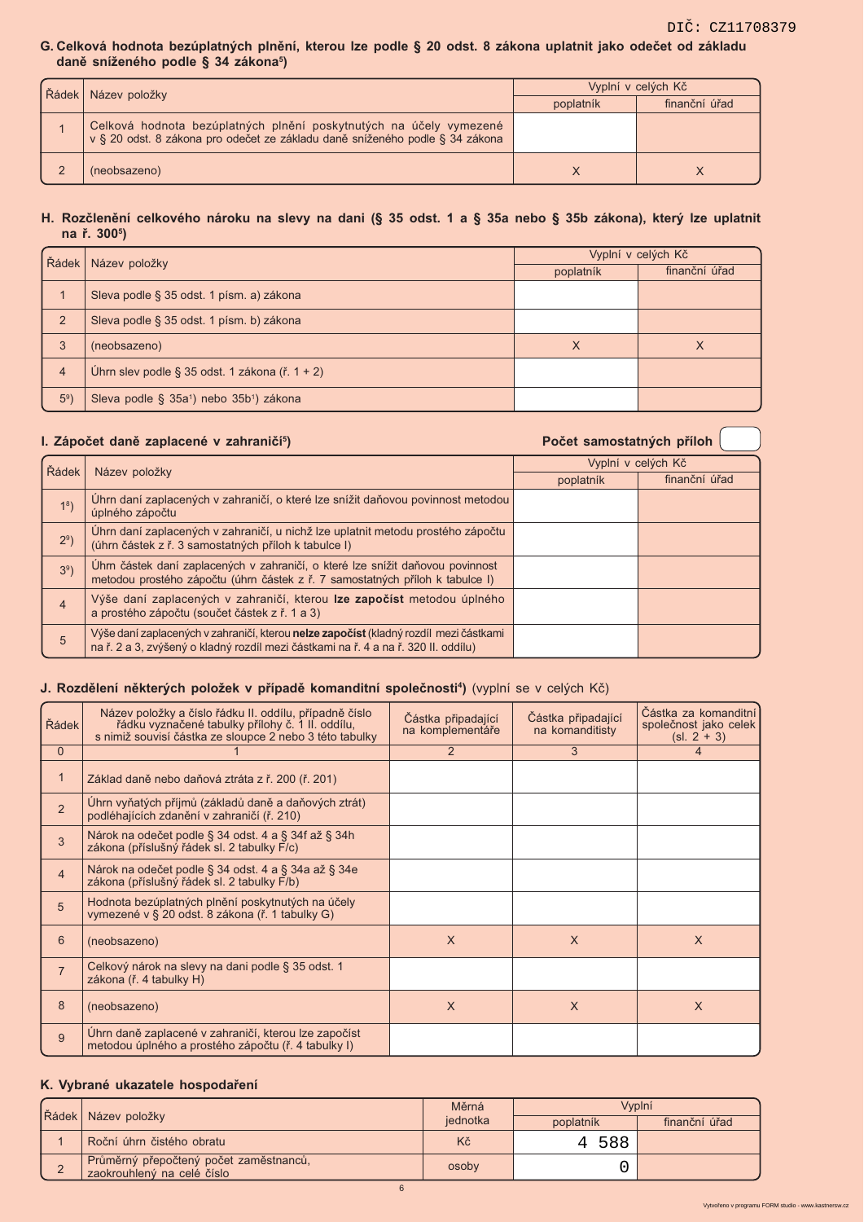DIČ: CZ11708379

## G. Celková hodnota bezúplatných plnění, kterou lze podle § 20 odst. 8 zákona uplatnit jako odečet od základu daně sníženého podle § 34 zákona[5])

| Řádek | Název položky | Vyplní v celých Kč | |
|---|---|---|---|
| | | poplatník | finanční úřad |
| 1 | Celková hodnota bezúplatných plnění poskytnutých na účely vymezené v § 20 odst. 8 zákona pro odečet ze základu daně sníženého podle § 34 zákona | | |
| 2 | (neobsazeno) | X | X |

## H. Rozčlenění celkového nároku na slevy na dani (§ 35 odst. 1 a § 35a nebo § 35b zákona), který lze uplatnit na ř. 300[5])

| Řádek | Název položky | Vyplní v celých Kč | |
|---|---|---|---|
| | | poplatník | finanční úřad |
| 1 | Sleva podle § 35 odst. 1 písm. a) zákona | | |
| 2 | Sleva podle § 35 odst. 1 písm. b) zákona | | |
| 3 | (neobsazeno) | X | X |
| 4 | Úhrn slev podle § 35 odst. 1 zákona (ř. 1 + 2) | | |
| 5[3]) | Sleva podle § 35a[1]) nebo 35b[1]) zákona | | |

## I. Zápočet daně zaplacené v zahraničí[5])

**Počet samostatných příloh**

| Řádek | Název položky | Vyplní v celých Kč | |
|---|---|---|---|
| | | poplatník | finanční úřad |
| 1[3]) | Úhrn daní zaplacených v zahraničí, o které lze snížit daňovou povinnost metodou úplného zápočtu | | |
| 2[3]) | Úhrn daní zaplacených v zahraničí, u nichž lze uplatnit metodu prostého zápočtu (úhrn částek z ř. 3 samostatných příloh k tabulce I) | | |
| 3[3]) | Úhrn částek daní zaplacených v zahraničí, o které lze snížit daňovou povinnost metodou prostého zápočtu (úhrn částek z ř. 7 samostatných příloh k tabulce I) | | |
| 4 | Výše daní zaplacených v zahraničí, kterou **lze započíst** metodou úplného a prostého zápočtu (součet částek z ř. 1 a 3) | | |
| 5 | Výše daní zaplacených v zahraničí, kterou **nelze započíst** (kladný rozdíl mezi částkami na ř. 2 a 3, zvýšený o kladný rozdíl mezi částkami na ř. 4 a na ř. 320 II. oddílu) | | |

## J. Rozdělení některých položek v případě komanditní společnosti[4]) (vyplní se v celých Kč)

| Řádek | Název položky a číslo řádku II. oddílu, případně číslo řádku vyznačené tabulky přílohy č. 1 II. oddílu, s nimiž souvisí částka ze sloupce 2 nebo 3 této tabulky | Částka připadající na komplementáře | Částka připadající na komanditisty | Částka za komanditní společnost jako celek (sl. 2 + 3) |
|---|---|---|---|---|
| 0 | 1 | 2 | 3 | 4 |
| 1 | Základ daně nebo daňová ztráta z ř. 200 (ř. 201) | | | |
| 2 | Úhrn vyňatých příjmů (základů daně a daňových ztrát) podléhajících zdanění v zahraničí (ř. 210) | | | |
| 3 | Nárok na odečet podle § 34 odst. 4 a § 34f až § 34h zákona (příslušný řádek sl. 2 tabulky F/c) | | | |
| 4 | Nárok na odečet podle § 34 odst. 4 a § 34a až § 34e zákona (příslušný řádek sl. 2 tabulky F/b) | | | |
| 5 | Hodnota bezúplatných plnění poskytnutých na účely vymezené v § 20 odst. 8 zákona (ř. 1 tabulky G) | | | |
| 6 | (neobsazeno) | X | X | X |
| 7 | Celkový nárok na slevy na dani podle § 35 odst. 1 zákona (ř. 4 tabulky H) | | | |
| 8 | (neobsazeno) | X | X | X |
| 9 | Úhrn daně zaplacené v zahraničí, kterou lze započíst metodou úplného a prostého zápočtu (ř. 4 tabulky I) | | | |

## K. Vybrané ukazatele hospodaření

| Řádek | Název položky | Měrná jednotka | Vyplní | |
|---|---|---|---|---|
| | | | poplatník | finanční úřad |
| 1 | Roční úhrn čistého obratu | Kč | 4 588 | |
| 2 | Průměrný přepočtený počet zaměstnanců, zaokrouhlený na celé číslo | osoby | 0 | |

Vytvořeno v programu FORM studio - www.kastnersw.cz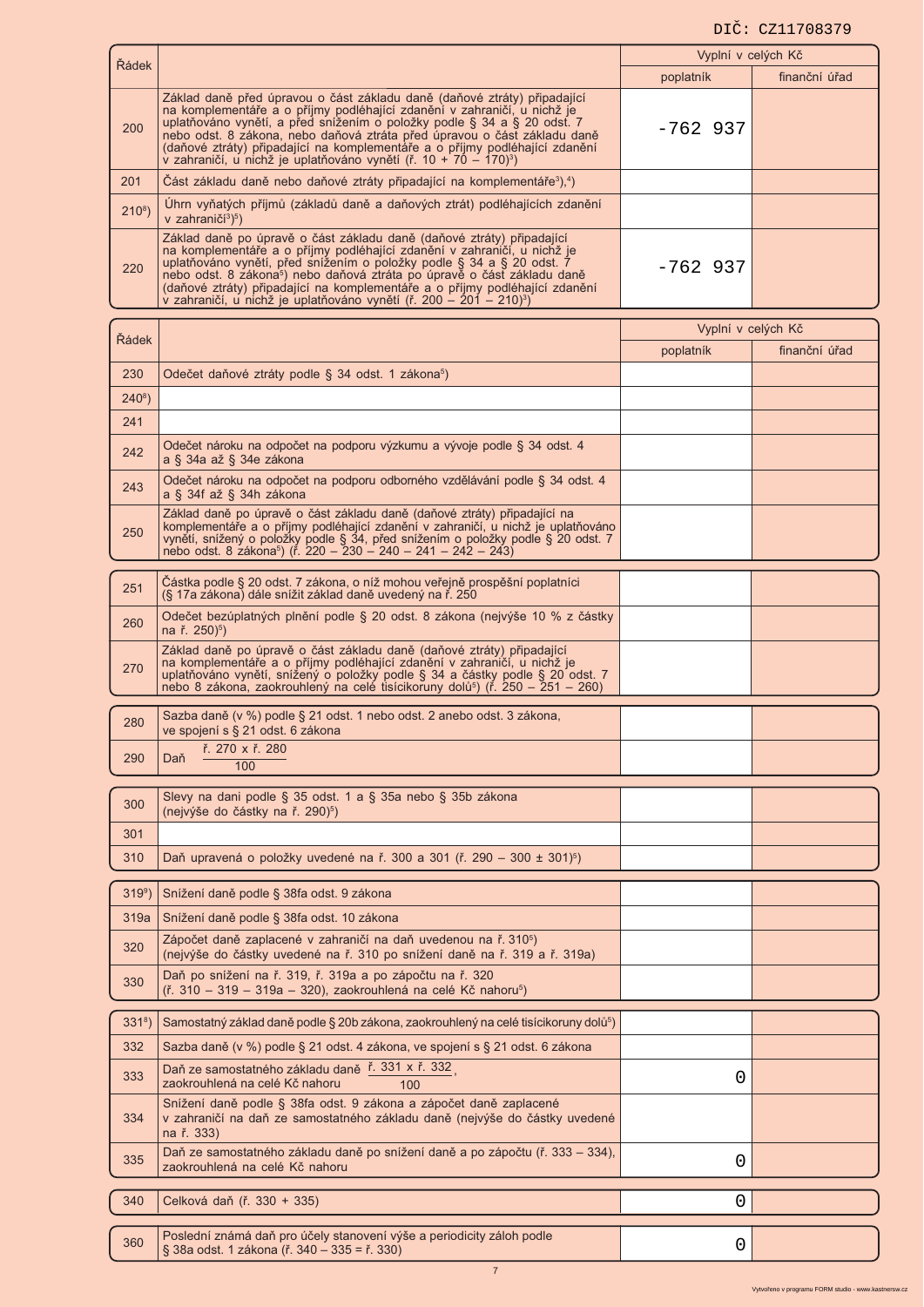DIČ: CZ11708379

| Řádek | | Vyplní v celých Kč | |
|---|---|---|---|
| | | poplatník | finanční úřad |
| 200 | Základ daně před úpravou o část základu daně (daňové ztráty) připadající na komplementáře a o příjmy podléhající zdanění v zahraničí, u nichž je uplatňováno vynětí, a před snížením o položky podle § 34 a § 20 odst. 7 nebo odst. 8 zákona, nebo daňová ztráta před úpravou o část základu daně (daňové ztráty) připadající na komplementáře a o příjmy podléhající zdanění v zahraničí, u nichž je uplatňováno vynětí (ř. 10 + 70 – 170)[3]) | -762 937 | |
| 201 | Část základu daně nebo daňové ztráty připadající na komplementáře[3]),[4]) | | |
| 210[8]) | Úhrn vyňatých příjmů (základů daně a daňových ztrát) podléhajících zdanění v zahraničí[3])[5]) | | |
| 220 | Základ daně po úpravě o část základu daně (daňové ztráty) připadající na komplementáře a o příjmy podléhající zdanění v zahraničí, u nichž je uplatňováno vynětí, před snížením o položky podle § 34 a § 20 odst. 7 nebo odst. 8 zákona[5]) nebo daňová ztráta po úpravě o část základu daně (daňové ztráty) připadající na komplementáře a o příjmy podléhající zdanění v zahraničí, u nichž je uplatňováno vynětí (ř. 200 – 201 – 210)[3]) | -762 937 | |

| Řádek | | Vyplní v celých Kč | |
|---|---|---|---|
| | | poplatník | finanční úřad |
| 230 | Odečet daňové ztráty podle § 34 odst. 1 zákona[5]) | | |
| 240[8]) | | | |
| 241 | | | |
| 242 | Odečet nároku na odpočet na podporu výzkumu a vývoje podle § 34 odst. 4 a § 34a až § 34e zákona | | |
| 243 | Odečet nároku na odpočet na podporu odborného vzdělávání podle § 34 odst. 4 a § 34f až § 34h zákona | | |
| 250 | Základ daně po úpravě o část základu daně (daňové ztráty) připadající na komplementáře a o příjmy podléhající zdanění v zahraničí, u nichž je uplatňováno vynětí, snížený o položky podle § 34, před snížením o položky podle § 20 odst. 7 nebo odst. 8 zákona[5]) (ř. 220 – 230 – 240 – 241 – 242 – 243) | | |
| 251 | Částka podle § 20 odst. 7 zákona, o níž mohou veřejně prospěšní poplatníci (§ 17a zákona) dále snížit základ daně uvedený na ř. 250 | | |
| 260 | Odečet bezúplatných plnění podle § 20 odst. 8 zákona (nejvýše 10 % z částky na ř. 250)[5]) | | |
| 270 | Základ daně po úpravě o část základu daně (daňové ztráty) připadající na komplementáře a o příjmy podléhající zdanění v zahraničí, u nichž je uplatňováno vynětí, snížený o položky podle § 34 a částky podle § 20 odst. 7 nebo 8 zákona, zaokrouhlený na celé tisícikoruny dolů[5]) (ř. 250 – 251 – 260) | | |
| 280 | Sazba daně (v %) podle § 21 odst. 1 nebo odst. 2 anebo odst. 3 zákona, ve spojení s § 21 odst. 6 zákona | | |
| 290 | Daň $\frac{\text{ř. 270 x ř. 280}}{100}$ | | |
| 300 | Slevy na dani podle § 35 odst. 1 a § 35a nebo § 35b zákona (nejvýše do částky na ř. 290)[5]) | | |
| 301 | | | |
| 310 | Daň upravená o položky uvedené na ř. 300 a 301 (ř. 290 – 300 ± 301)[5]) | | |
| 319[9]) | Snížení daně podle § 38fa odst. 9 zákona | | |
| 319a | Snížení daně podle § 38fa odst. 10 zákona | | |
| 320 | Zápočet daně zaplacené v zahraničí na daň uvedenou na ř. 310[5]) (nejvýše do částky uvedené na ř. 310 po snížení daně na ř. 319 a ř. 319a) | | |
| 330 | Daň po snížení na ř. 319, ř. 319a a po zápočtu na ř. 320 (ř. 310 – 319 – 319a – 320), zaokrouhlená na celé Kč nahoru[5]) | | |
| 331[8]) | Samostatný základ daně podle § 20b zákona, zaokrouhlený na celé tisícikoruny dolů[5]) | | |
| 332 | Sazba daně (v %) podle § 21 odst. 4 zákona, ve spojení s § 21 odst. 6 zákona | | |
| 333 | Daň ze samostatného základu daně $\frac{\text{ř. 331 x ř. 332}}{100}$, zaokrouhlená na celé Kč nahoru | 0 | |
| 334 | Snížení daně podle § 38fa odst. 9 zákona a zápočet daně zaplacené v zahraničí na daň ze samostatného základu daně (nejvýše do částky uvedené na ř. 333) | | |
| 335 | Daň ze samostatného základu daně po snížení daně a po zápočtu (ř. 333 – 334), zaokrouhlená na celé Kč nahoru | 0 | |
| 340 | Celková daň (ř. 330 + 335) | 0 | |
| 360 | Poslední známá daň pro účely stanovení výše a periodicity záloh podle § 38a odst. 1 zákona (ř. 340 – 335 = ř. 330) | 0 | |

Vytvořeno v programu FORM studio - www.kastnersw.cz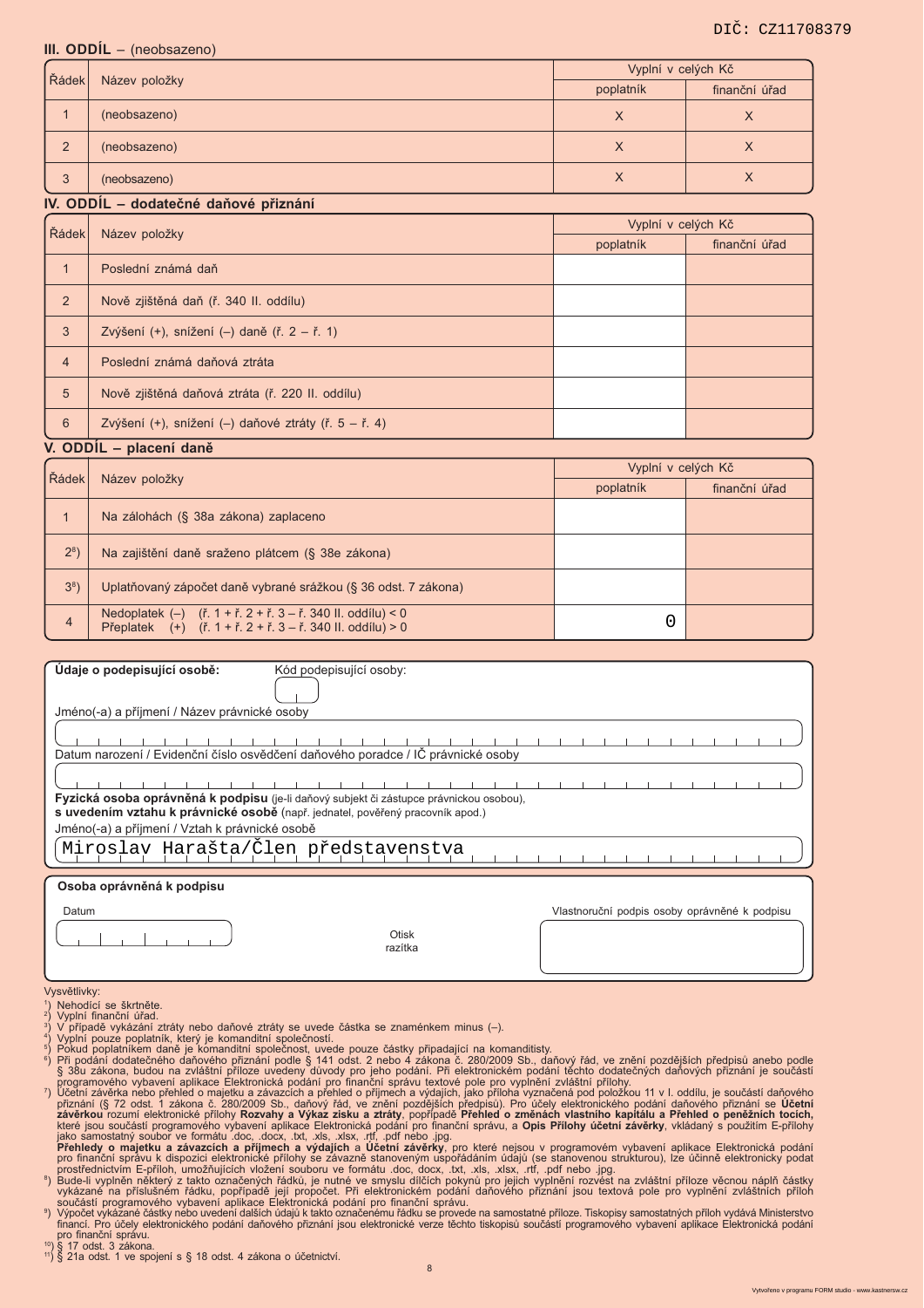DIČ: CZ11708379

**III. ODDÍL** – (neobsazeno)

| Řádek | Název položky | Vyplní v celých Kč | |
|---|---|---|---|
| | | poplatník | finanční úřad |
| 1 | (neobsazeno) | X | X |
| 2 | (neobsazeno) | X | X |
| 3 | (neobsazeno) | X | X |

**IV. ODDÍL – dodatečné daňové přiznání**

| Řádek | Název položky | Vyplní v celých Kč | |
|---|---|---|---|
| | | poplatník | finanční úřad |
| 1 | Poslední známá daň | | |
| 2 | Nově zjištěná daň (ř. 340 II. oddílu) | | |
| 3 | Zvýšení (+), snížení (–) daně (ř. 2 – ř. 1) | | |
| 4 | Poslední známá daňová ztráta | | |
| 5 | Nově zjištěná daňová ztráta (ř. 220 II. oddílu) | | |
| 6 | Zvýšení (+), snížení (–) daňové ztráty (ř. 5 – ř. 4) | | |

**V. ODDÍL – placení daně**

| Řádek | Název položky | Vyplní v celých Kč | |
|---|---|---|---|
| | | poplatník | finanční úřad |
| 1 | Na zálohách (§ 38a zákona) zaplaceno | | |
| 2[8]) | Na zajištění daně sraženo plátcem (§ 38e zákona) | | |
| 3[8]) | Uplatňovaný zápočet daně vybrané srážkou (§ 36 odst. 7 zákona) | | |
| 4 | Nedoplatek (–) (ř. 1 + ř. 2 + ř. 3 – ř. 340 II. oddílu) < 0<br>Přeplatek (+) (ř. 1 + ř. 2 + ř. 3 – ř. 340 II. oddílu) > 0 | 0 | |

**Údaje o podepisující osobě:** Kód podepisující osoby:

Jméno(-a) a příjmení / Název právnické osoby

Datum narození / Evidenční číslo osvědčení daňového poradce / IČ právnické osoby

**Fyzická osoba oprávněná k podpisu** (je-li daňový subjekt či zástupce právnickou osobou), **s uvedením vztahu k právnické osobě** (např. jednatel, pověřený pracovník apod.)

Jméno(-a) a příjmení / Vztah k právnické osobě

Miroslav Harašta/Člen představenstva

**Osoba oprávněná k podpisu**

Datum

Otisk razítka

Vlastnoruční podpis osoby oprávněné k podpisu

Vysvětlivky:

1) Nehodící se škrtněte.
2) Vyplní finanční úřad.
3) V případě vykázání ztráty nebo daňové ztráty se uvede částka se znaménkem minus (–).
4) Vyplní pouze poplatník, který je komanditní společností.
5) Pokud poplatníkem daně je komanditní společnost, uvede pouze částky připadající na komanditisty.
6) Při podání dodatečného daňového přiznání podle § 141 odst. 2 nebo 4 zákona č. 280/2009 Sb., daňový řád, ve znění pozdějších předpisů anebo podle § 38u zákona, budou na zvláštní příloze uvedeny důvody pro jeho podání. Při elektronickém podání těchto dodatečných daňových přiznání je součástí programového vybavení aplikace Elektronická podání pro finanční správu textové pole pro vyplnění zvláštní přílohy.
7) Účetní závěrka nebo přehled o majetku a závazcích a přehled o příjmech a výdajích, jako příloha vyznačená pod položkou 11 v I. oddílu, je součástí daňového přiznání (§ 72 odst. 1 zákona č. 280/2009 Sb., daňový řád, ve znění pozdějších předpisů). Pro účely elektronického podání daňového přiznání se **Účetní závěrkou** rozumí elektronické přílohy **Rozvahy a Výkaz zisku a ztráty**, popřípadě **Přehled o změnách vlastního kapitálu a Přehled o peněžních tocích**, které jsou součástí programového vybavení aplikace Elektronická podání pro finanční správu, a **Opis Přílohy účetní závěrky**, vkládaný s použitím E-přílohy jako samostatný soubor ve formátu .doc, .docx, .txt, .xls, .xlsx, .rtf, .pdf nebo .jpg.
**Přehledy o majetku a závazcích a příjmech a výdajích** a **Účetní závěrky**, pro které nejsou v programovém vybavení aplikace Elektronická podání pro finanční správu k dispozici elektronické přílohy se závazně stanoveným uspořádáním údajů (se stanovenou strukturou), lze účinně elektronicky podat prostřednictvím E-příloh, umožňujících vložení souboru ve formátu .doc, docx, .txt, .xls, .xlsx, .rtf, .pdf nebo .jpg.
8) Bude-li vyplněn některý z takto označených řádků, je nutné ve smyslu dílčích pokynů pro jejich vyplnění rozvést na zvláštní příloze věcnou náplň částky vykázané na příslušném řádku, popřípadě její propočet. Při elektronickém podání daňového přiznání jsou textová pole pro vyplnění zvláštních příloh součástí programového vybavení aplikace Elektronická podání pro finanční správu.
9) Výpočet vykázané částky nebo uvedení dalších údajů k takto označenému řádku se provede na samostatné příloze. Tiskopisy samostatných příloh vydává Ministerstvo financí. Pro účely elektronického podání daňového přiznání jsou elektronické verze těchto tiskopisů součástí programového vybavení aplikace Elektronická podání pro finanční správu.
10) § 17 odst. 3 zákona.
11) § 21a odst. 1 ve spojení s § 18 odst. 4 zákona o účetnictví.

Vytvořeno v programu FORM studio - www.kastnersw.cz